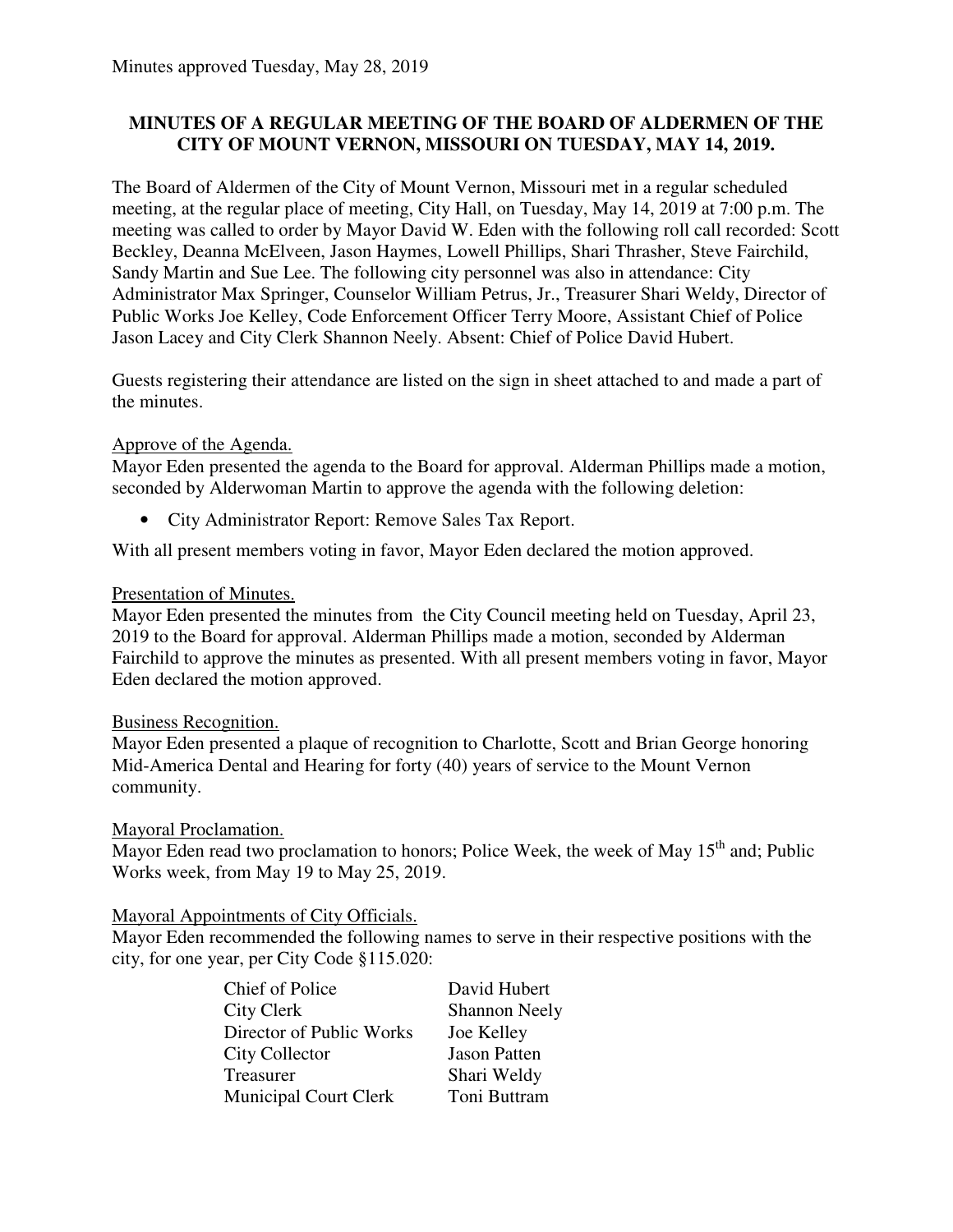Minutes approved Tuesday, May 28, 2019

**MINUTES OF A REGULAR MEETING OF THE BOARD OF ALDERMEN OF THE CITY OF MOUNT VERNON, MISSOURI ON TUESDAY, MAY 14, 2019.**

The Board of Aldermen of the City of Mount Vernon, Missouri met in a regular scheduled meeting, at the regular place of meeting, City Hall, on Tuesday, May 14, 2019 at 7:00 p.m. The meeting was called to order by Mayor David W. Eden with the following roll call recorded: Scott Beckley, Deanna McElveen, Jason Haymes, Lowell Phillips, Shari Thrasher, Steve Fairchild, Sandy Martin and Sue Lee. The following city personnel was also in attendance: City Administrator Max Springer, Counselor William Petrus, Jr., Treasurer Shari Weldy, Director of Public Works Joe Kelley, Code Enforcement Officer Terry Moore, Assistant Chief of Police Jason Lacey and City Clerk Shannon Neely. Absent: Chief of Police David Hubert.

Guests registering their attendance are listed on the sign in sheet attached to and made a part of the minutes.

Approve of the Agenda.

Mayor Eden presented the agenda to the Board for approval. Alderman Phillips made a motion, seconded by Alderwoman Martin to approve the agenda with the following deletion:

- City Administrator Report: Remove Sales Tax Report.

With all present members voting in favor, Mayor Eden declared the motion approved.

Presentation of Minutes.

Mayor Eden presented the minutes from the City Council meeting held on Tuesday, April 23, 2019 to the Board for approval. Alderman Phillips made a motion, seconded by Alderman Fairchild to approve the minutes as presented. With all present members voting in favor, Mayor Eden declared the motion approved.

Business Recognition.

Mayor Eden presented a plaque of recognition to Charlotte, Scott and Brian George honoring Mid-America Dental and Hearing for forty (40) years of service to the Mount Vernon community.

Mayoral Proclamation.

Mayor Eden read two proclamation to honors; Police Week, the week of May 15th and; Public Works week, from May 19 to May 25, 2019.

Mayoral Appointments of City Officials.

Mayor Eden recommended the following names to serve in their respective positions with the city, for one year, per City Code §115.020:

| | |
|---|---|
| Chief of Police | David Hubert |
| City Clerk | Shannon Neely |
| Director of Public Works | Joe Kelley |
| City Collector | Jason Patten |
| Treasurer | Shari Weldy |
| Municipal Court Clerk | Toni Buttram |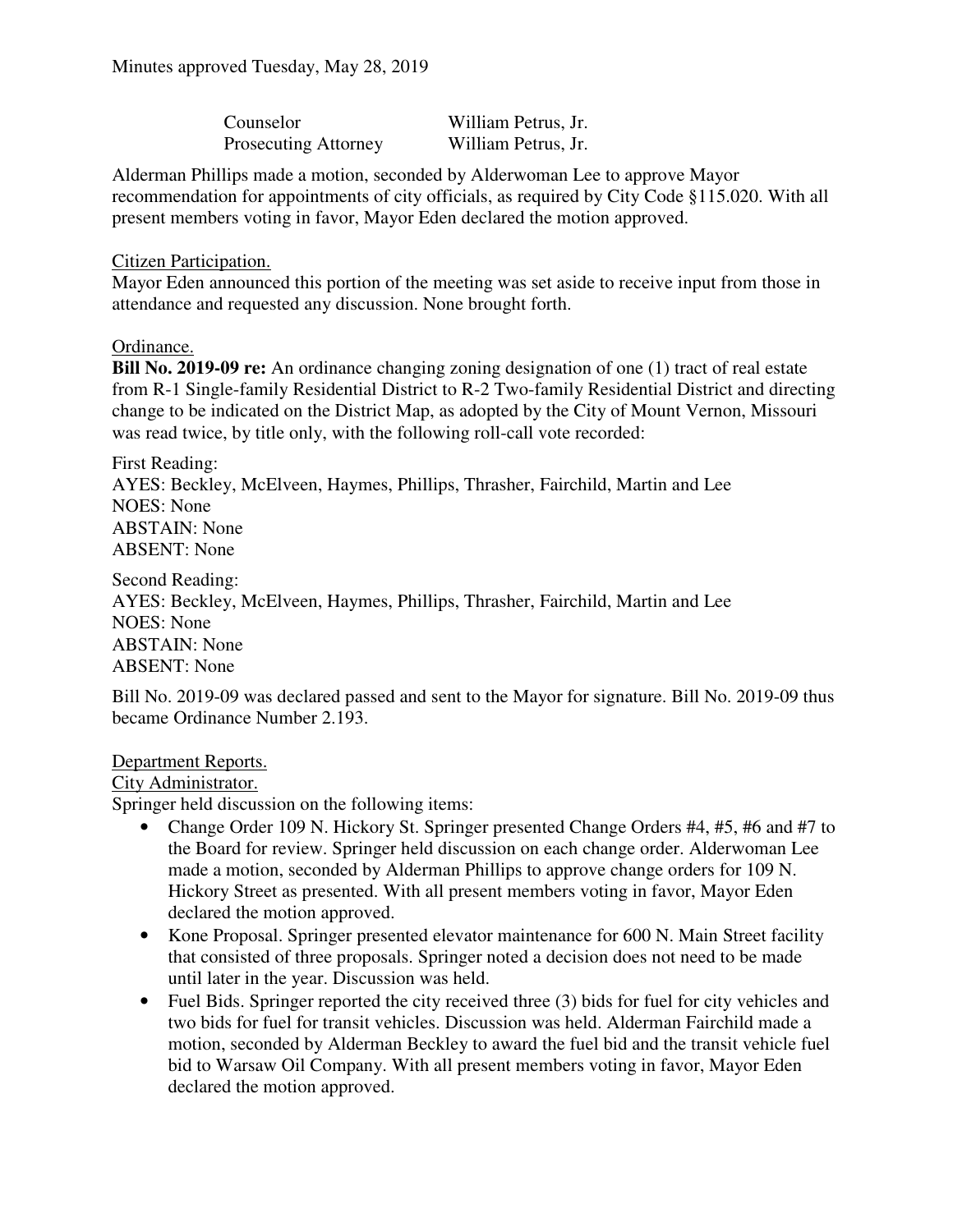Minutes approved Tuesday, May 28, 2019

| | |
|---|---|
| Counselor | William Petrus, Jr. |
| Prosecuting Attorney | William Petrus, Jr. |

Alderman Phillips made a motion, seconded by Alderwoman Lee to approve Mayor recommendation for appointments of city officials, as required by City Code §115.020. With all present members voting in favor, Mayor Eden declared the motion approved.

Citizen Participation.

Mayor Eden announced this portion of the meeting was set aside to receive input from those in attendance and requested any discussion. None brought forth.

Ordinance.

**Bill No. 2019-09 re:** An ordinance changing zoning designation of one (1) tract of real estate from R-1 Single-family Residential District to R-2 Two-family Residential District and directing change to be indicated on the District Map, as adopted by the City of Mount Vernon, Missouri was read twice, by title only, with the following roll-call vote recorded:

First Reading:
AYES: Beckley, McElveen, Haymes, Phillips, Thrasher, Fairchild, Martin and Lee
NOES: None
ABSTAIN: None
ABSENT: None

Second Reading:
AYES: Beckley, McElveen, Haymes, Phillips, Thrasher, Fairchild, Martin and Lee
NOES: None
ABSTAIN: None
ABSENT: None

Bill No. 2019-09 was declared passed and sent to the Mayor for signature. Bill No. 2019-09 thus became Ordinance Number 2.193.

Department Reports.

City Administrator.

Springer held discussion on the following items:

- Change Order 109 N. Hickory St. Springer presented Change Orders #4, #5, #6 and #7 to the Board for review. Springer held discussion on each change order. Alderwoman Lee made a motion, seconded by Alderman Phillips to approve change orders for 109 N. Hickory Street as presented. With all present members voting in favor, Mayor Eden declared the motion approved.
- Kone Proposal. Springer presented elevator maintenance for 600 N. Main Street facility that consisted of three proposals. Springer noted a decision does not need to be made until later in the year. Discussion was held.
- Fuel Bids. Springer reported the city received three (3) bids for fuel for city vehicles and two bids for fuel for transit vehicles. Discussion was held. Alderman Fairchild made a motion, seconded by Alderman Beckley to award the fuel bid and the transit vehicle fuel bid to Warsaw Oil Company. With all present members voting in favor, Mayor Eden declared the motion approved.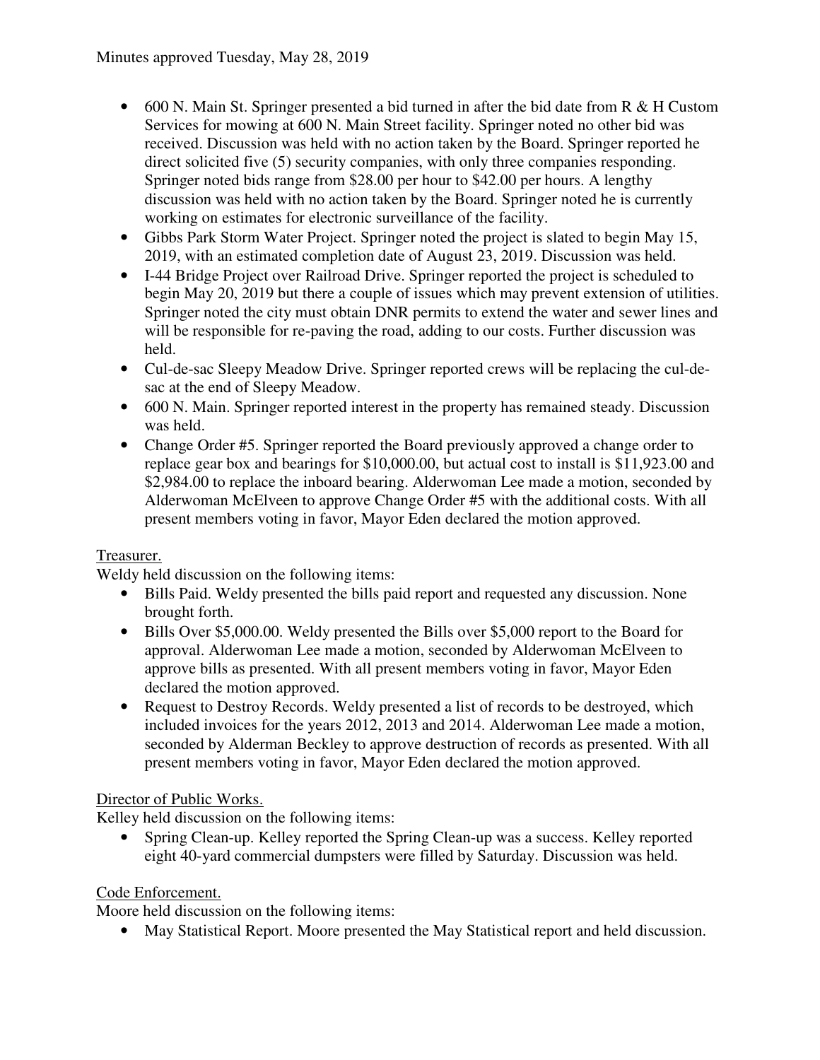- 600 N. Main St. Springer presented a bid turned in after the bid date from R & H Custom Services for mowing at 600 N. Main Street facility. Springer noted no other bid was received. Discussion was held with no action taken by the Board. Springer reported he direct solicited five (5) security companies, with only three companies responding. Springer noted bids range from $28.00 per hour to $42.00 per hours. A lengthy discussion was held with no action taken by the Board. Springer noted he is currently working on estimates for electronic surveillance of the facility.
- Gibbs Park Storm Water Project. Springer noted the project is slated to begin May 15, 2019, with an estimated completion date of August 23, 2019. Discussion was held.
- I-44 Bridge Project over Railroad Drive. Springer reported the project is scheduled to begin May 20, 2019 but there a couple of issues which may prevent extension of utilities. Springer noted the city must obtain DNR permits to extend the water and sewer lines and will be responsible for re-paving the road, adding to our costs. Further discussion was held.
- Cul-de-sac Sleepy Meadow Drive. Springer reported crews will be replacing the cul-de-sac at the end of Sleepy Meadow.
- 600 N. Main. Springer reported interest in the property has remained steady. Discussion was held.
- Change Order #5. Springer reported the Board previously approved a change order to replace gear box and bearings for $10,000.00, but actual cost to install is $11,923.00 and $2,984.00 to replace the inboard bearing. Alderwoman Lee made a motion, seconded by Alderwoman McElveen to approve Change Order #5 with the additional costs. With all present members voting in favor, Mayor Eden declared the motion approved.

Treasurer.

Weldy held discussion on the following items:

- Bills Paid. Weldy presented the bills paid report and requested any discussion. None brought forth.
- Bills Over $5,000.00. Weldy presented the Bills over $5,000 report to the Board for approval. Alderwoman Lee made a motion, seconded by Alderwoman McElveen to approve bills as presented. With all present members voting in favor, Mayor Eden declared the motion approved.
- Request to Destroy Records. Weldy presented a list of records to be destroyed, which included invoices for the years 2012, 2013 and 2014. Alderwoman Lee made a motion, seconded by Alderman Beckley to approve destruction of records as presented. With all present members voting in favor, Mayor Eden declared the motion approved.

Director of Public Works.

Kelley held discussion on the following items:

- Spring Clean-up. Kelley reported the Spring Clean-up was a success. Kelley reported eight 40-yard commercial dumpsters were filled by Saturday. Discussion was held.

Code Enforcement.

Moore held discussion on the following items:

- May Statistical Report. Moore presented the May Statistical report and held discussion.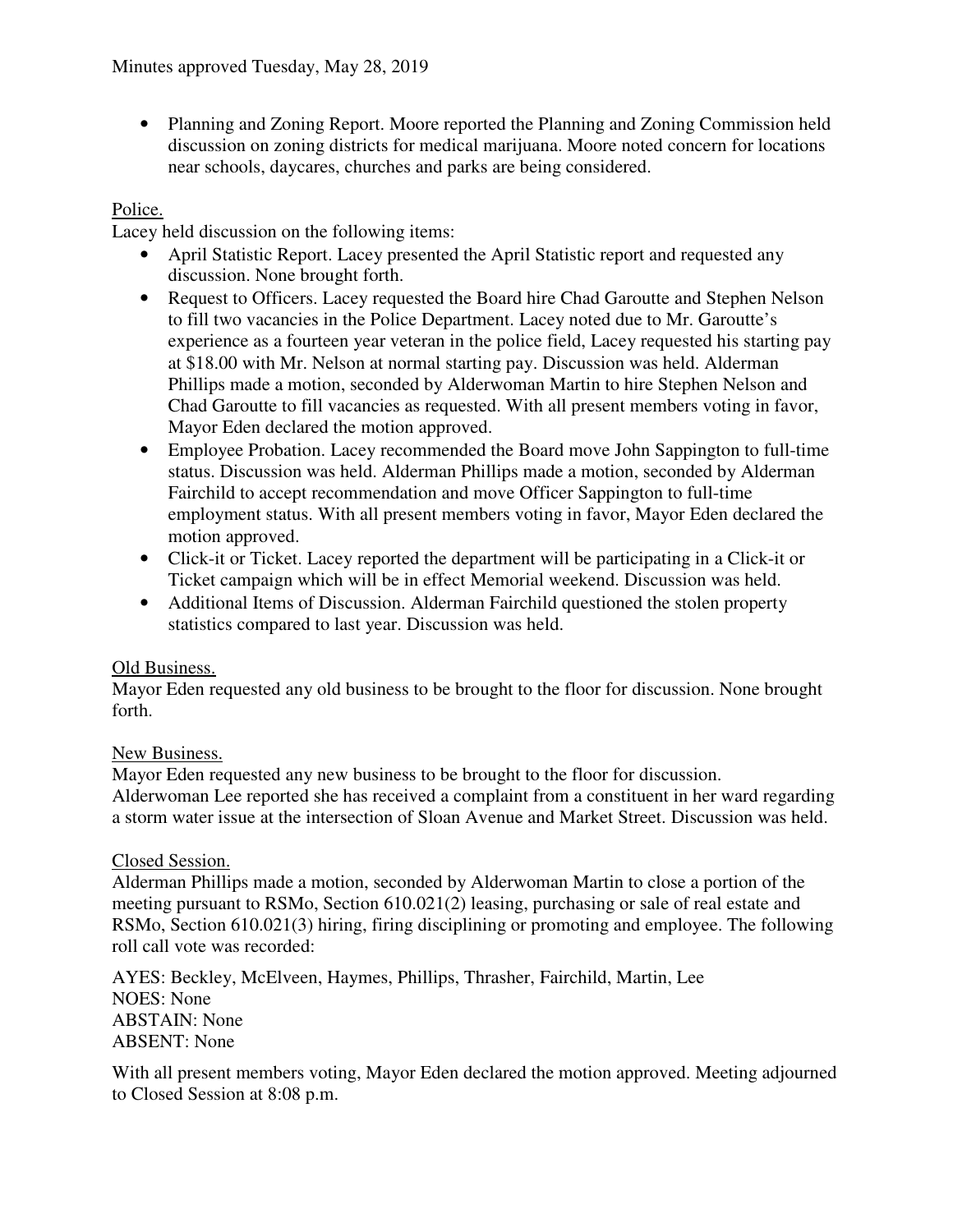- Planning and Zoning Report. Moore reported the Planning and Zoning Commission held discussion on zoning districts for medical marijuana. Moore noted concern for locations near schools, daycares, churches and parks are being considered.

Police.

Lacey held discussion on the following items:

- April Statistic Report. Lacey presented the April Statistic report and requested any discussion. None brought forth.
- Request to Officers. Lacey requested the Board hire Chad Garoutte and Stephen Nelson to fill two vacancies in the Police Department. Lacey noted due to Mr. Garoutte's experience as a fourteen year veteran in the police field, Lacey requested his starting pay at $18.00 with Mr. Nelson at normal starting pay. Discussion was held. Alderman Phillips made a motion, seconded by Alderwoman Martin to hire Stephen Nelson and Chad Garoutte to fill vacancies as requested. With all present members voting in favor, Mayor Eden declared the motion approved.
- Employee Probation. Lacey recommended the Board move John Sappington to full-time status. Discussion was held. Alderman Phillips made a motion, seconded by Alderman Fairchild to accept recommendation and move Officer Sappington to full-time employment status. With all present members voting in favor, Mayor Eden declared the motion approved.
- Click-it or Ticket. Lacey reported the department will be participating in a Click-it or Ticket campaign which will be in effect Memorial weekend. Discussion was held.
- Additional Items of Discussion. Alderman Fairchild questioned the stolen property statistics compared to last year. Discussion was held.

Old Business.

Mayor Eden requested any old business to be brought to the floor for discussion. None brought forth.

New Business.

Mayor Eden requested any new business to be brought to the floor for discussion. Alderwoman Lee reported she has received a complaint from a constituent in her ward regarding a storm water issue at the intersection of Sloan Avenue and Market Street. Discussion was held.

Closed Session.

Alderman Phillips made a motion, seconded by Alderwoman Martin to close a portion of the meeting pursuant to RSMo, Section 610.021(2) leasing, purchasing or sale of real estate and RSMo, Section 610.021(3) hiring, firing disciplining or promoting and employee. The following roll call vote was recorded:

AYES: Beckley, McElveen, Haymes, Phillips, Thrasher, Fairchild, Martin, Lee
NOES: None
ABSTAIN: None
ABSENT: None

With all present members voting, Mayor Eden declared the motion approved. Meeting adjourned to Closed Session at 8:08 p.m.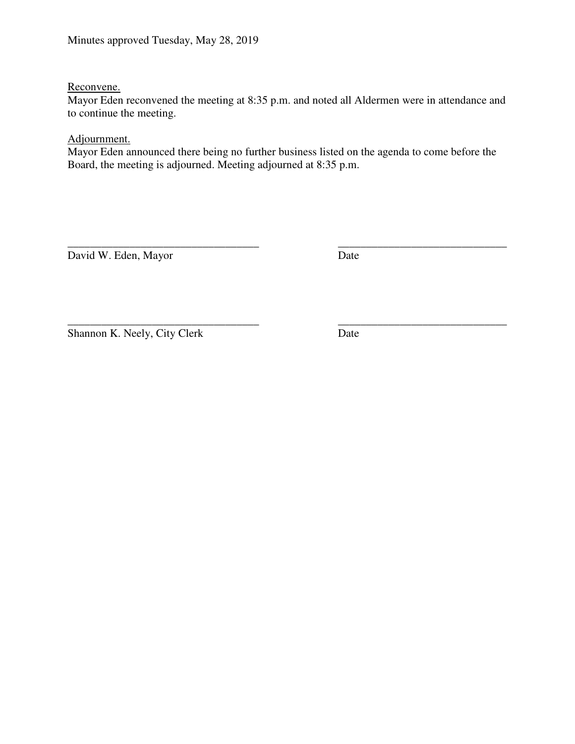Minutes approved Tuesday, May 28, 2019

Reconvene.

Mayor Eden reconvened the meeting at 8:35 p.m. and noted all Aldermen were in attendance and to continue the meeting.

Adjournment.

Mayor Eden announced there being no further business listed on the agenda to come before the Board, the meeting is adjourned. Meeting adjourned at 8:35 p.m.

\_\_\_\_\_\_\_\_\_\_\_\_\_\_\_\_\_\_\_\_\_\_\_\_\_\_\_\_\_\_\_\_\_\_\_ \_\_\_\_\_\_\_\_\_\_\_\_\_\_\_\_\_\_\_\_\_\_\_\_\_\_\_\_\_\_\_

David W. Eden, Mayor Date

\_\_\_\_\_\_\_\_\_\_\_\_\_\_\_\_\_\_\_\_\_\_\_\_\_\_\_\_\_\_\_\_\_\_\_ \_\_\_\_\_\_\_\_\_\_\_\_\_\_\_\_\_\_\_\_\_\_\_\_\_\_\_\_\_\_\_

Shannon K. Neely, City Clerk Date